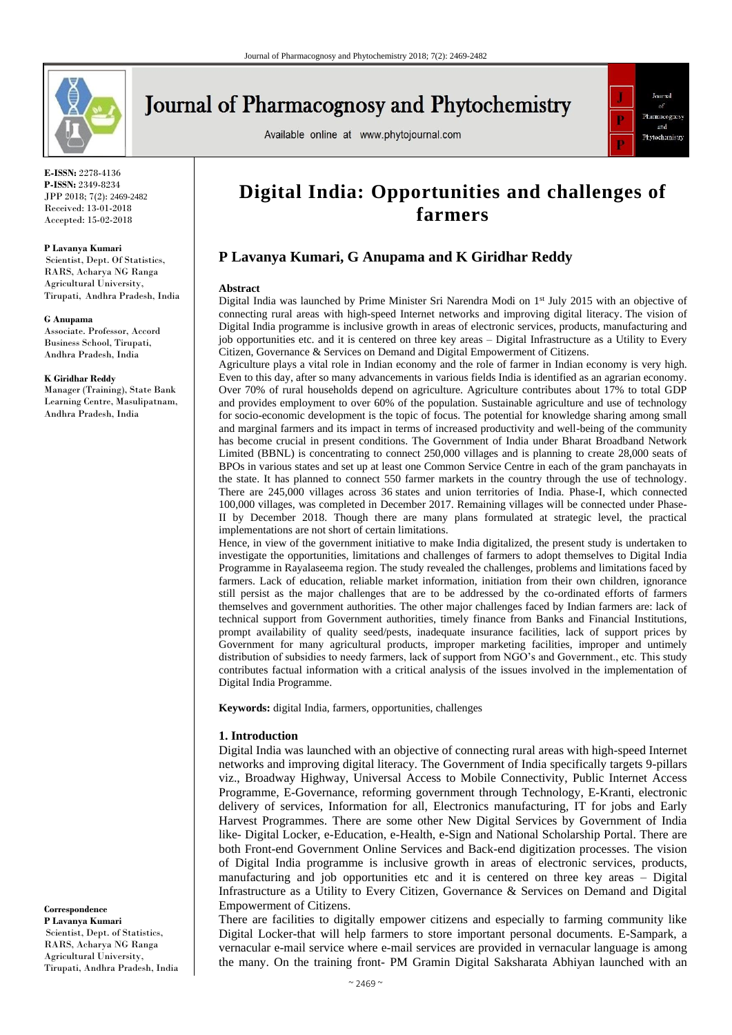E-ISSN: 2278-4136
P-ISSN: 2349-8234
JPP 2018; 7(2): 2469-2482
Received: 13-01-2018
Accepted: 15-02-2018

**P Lavanya Kumari**
Scientist, Dept. Of Statistics, RARS, Acharya NG Ranga Agricultural University, Tirupati, Andhra Pradesh, India

**G Anupama**
Associate. Professor, Accord Business School, Tirupati, Andhra Pradesh, India

**K Giridhar Reddy**
Manager (Training), State Bank Learning Centre, Masulipatnam, Andhra Pradesh, India

**Correspondence**
**P Lavanya Kumari**
Scientist, Dept. of Statistics, RARS, Acharya NG Ranga Agricultural University, Tirupati, Andhra Pradesh, India

# Digital India: Opportunities and challenges of farmers

## P Lavanya Kumari, G Anupama and K Giridhar Reddy

### Abstract

Digital India was launched by Prime Minister Sri Narendra Modi on 1st July 2015 with an objective of connecting rural areas with high-speed Internet networks and improving digital literacy. The vision of Digital India programme is inclusive growth in areas of electronic services, products, manufacturing and job opportunities etc. and it is centered on three key areas – Digital Infrastructure as a Utility to Every Citizen, Governance & Services on Demand and Digital Empowerment of Citizens.

Agriculture plays a vital role in Indian economy and the role of farmer in Indian economy is very high. Even to this day, after so many advancements in various fields India is identified as an agrarian economy. Over 70% of rural households depend on agriculture. Agriculture contributes about 17% to total GDP and provides employment to over 60% of the population. Sustainable agriculture and use of technology for socio-economic development is the topic of focus. The potential for knowledge sharing among small and marginal farmers and its impact in terms of increased productivity and well-being of the community has become crucial in present conditions. The Government of India under Bharat Broadband Network Limited (BBNL) is concentrating to connect 250,000 villages and is planning to create 28,000 seats of BPOs in various states and set up at least one Common Service Centre in each of the gram panchayats in the state. It has planned to connect 550 farmer markets in the country through the use of technology. There are 245,000 villages across 36 states and union territories of India. Phase-I, which connected 100,000 villages, was completed in December 2017. Remaining villages will be connected under Phase-II by December 2018. Though there are many plans formulated at strategic level, the practical implementations are not short of certain limitations.

Hence, in view of the government initiative to make India digitalized, the present study is undertaken to investigate the opportunities, limitations and challenges of farmers to adopt themselves to Digital India Programme in Rayalaseema region. The study revealed the challenges, problems and limitations faced by farmers. Lack of education, reliable market information, initiation from their own children, ignorance still persist as the major challenges that are to be addressed by the co-ordinated efforts of farmers themselves and government authorities. The other major challenges faced by Indian farmers are: lack of technical support from Government authorities, timely finance from Banks and Financial Institutions, prompt availability of quality seed/pests, inadequate insurance facilities, lack of support prices by Government for many agricultural products, improper marketing facilities, improper and untimely distribution of subsidies to needy farmers, lack of support from NGO's and Government., etc. This study contributes factual information with a critical analysis of the issues involved in the implementation of Digital India Programme.

**Keywords:** digital India, farmers, opportunities, challenges

### 1. Introduction

Digital India was launched with an objective of connecting rural areas with high-speed Internet networks and improving digital literacy. The Government of India specifically targets 9-pillars viz., Broadway Highway, Universal Access to Mobile Connectivity, Public Internet Access Programme, E-Governance, reforming government through Technology, E-Kranti, electronic delivery of services, Information for all, Electronics manufacturing, IT for jobs and Early Harvest Programmes. There are some other New Digital Services by Government of India like- Digital Locker, e-Education, e-Health, e-Sign and National Scholarship Portal. There are both Front-end Government Online Services and Back-end digitization processes. The vision of Digital India programme is inclusive growth in areas of electronic services, products, manufacturing and job opportunities etc and it is centered on three key areas – Digital Infrastructure as a Utility to Every Citizen, Governance & Services on Demand and Digital Empowerment of Citizens.

There are facilities to digitally empower citizens and especially to farming community like Digital Locker-that will help farmers to store important personal documents. E-Sampark, a vernacular e-mail service where e-mail services are provided in vernacular language is among the many. On the training front- PM Gramin Digital Saksharata Abhiyan launched with an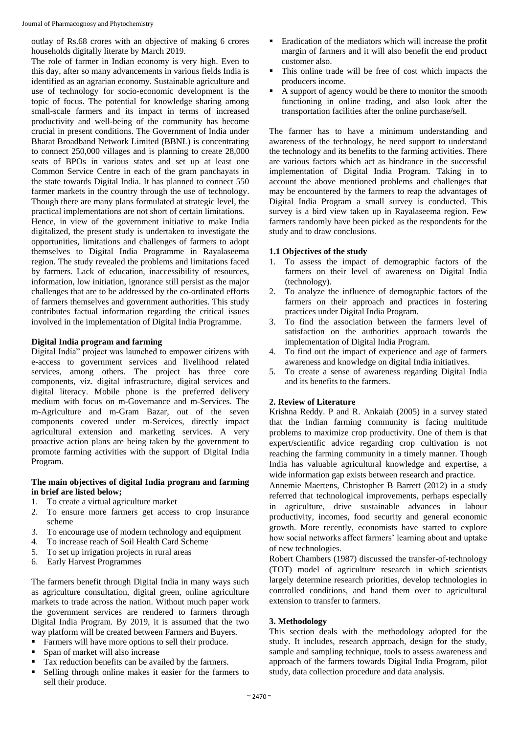outlay of Rs.68 crores with an objective of making 6 crores households digitally literate by March 2019.

The role of farmer in Indian economy is very high. Even to this day, after so many advancements in various fields India is identified as an agrarian economy. Sustainable agriculture and use of technology for socio-economic development is the topic of focus. The potential for knowledge sharing among small-scale farmers and its impact in terms of increased productivity and well-being of the community has become crucial in present conditions. The Government of India under Bharat Broadband Network Limited (BBNL) is concentrating to connect 250,000 villages and is planning to create 28,000 seats of BPOs in various states and set up at least one Common Service Centre in each of the gram panchayats in the state towards Digital India. It has planned to connect 550 farmer markets in the country through the use of technology. Though there are many plans formulated at strategic level, the practical implementations are not short of certain limitations.

Hence, in view of the government initiative to make India digitalized, the present study is undertaken to investigate the opportunities, limitations and challenges of farmers to adopt themselves to Digital India Programme in Rayalaseema region. The study revealed the problems and limitations faced by farmers. Lack of education, inaccessibility of resources, information, low initiation, ignorance still persist as the major challenges that are to be addressed by the co-ordinated efforts of farmers themselves and government authorities. This study contributes factual information regarding the critical issues involved in the implementation of Digital India Programme.

### Digital India program and farming

Digital India" project was launched to empower citizens with e-access to government services and livelihood related services, among others. The project has three core components, viz. digital infrastructure, digital services and digital literacy. Mobile phone is the preferred delivery medium with focus on m-Governance and m-Services. The m-Agriculture and m-Gram Bazar, out of the seven components covered under m-Services, directly impact agricultural extension and marketing services. A very proactive action plans are being taken by the government to promote farming activities with the support of Digital India Program.

### The main objectives of digital India program and farming in brief are listed below;

1. To create a virtual agriculture market
2. To ensure more farmers get access to crop insurance scheme
3. To encourage use of modern technology and equipment
4. To increase reach of Soil Health Card Scheme
5. To set up irrigation projects in rural areas
6. Early Harvest Programmes

The farmers benefit through Digital India in many ways such as agriculture consultation, digital green, online agriculture markets to trade across the nation. Without much paper work the government services are rendered to farmers through Digital India Program. By 2019, it is assumed that the two way platform will be created between Farmers and Buyers.

- Farmers will have more options to sell their produce.
- Span of market will also increase
- Tax reduction benefits can be availed by the farmers.
- Selling through online makes it easier for the farmers to sell their produce.
- Eradication of the mediators which will increase the profit margin of farmers and it will also benefit the end product customer also.
- This online trade will be free of cost which impacts the producers income.
- A support of agency would be there to monitor the smooth functioning in online trading, and also look after the transportation facilities after the online purchase/sell.

The farmer has to have a minimum understanding and awareness of the technology, he need support to understand the technology and its benefits to the farming activities. There are various factors which act as hindrance in the successful implementation of Digital India Program. Taking in to account the above mentioned problems and challenges that may be encountered by the farmers to reap the advantages of Digital India Program a small survey is conducted. This survey is a bird view taken up in Rayalaseema region. Few farmers randomly have been picked as the respondents for the study and to draw conclusions.

### 1.1 Objectives of the study

1. To assess the impact of demographic factors of the farmers on their level of awareness on Digital India (technology).
2. To analyze the influence of demographic factors of the farmers on their approach and practices in fostering practices under Digital India Program.
3. To find the association between the farmers level of satisfaction on the authorities approach towards the implementation of Digital India Program.
4. To find out the impact of experience and age of farmers awareness and knowledge on digital India initiatives.
5. To create a sense of awareness regarding Digital India and its benefits to the farmers.

## 2. Review of Literature

Krishna Reddy. P and R. Ankaiah (2005) in a survey stated that the Indian farming community is facing multitude problems to maximize crop productivity. One of them is that expert/scientific advice regarding crop cultivation is not reaching the farming community in a timely manner. Though India has valuable agricultural knowledge and expertise, a wide information gap exists between research and practice.

Annemie Maertens, Christopher B Barrett (2012) in a study referred that technological improvements, perhaps especially in agriculture, drive sustainable advances in labour productivity, incomes, food security and general economic growth. More recently, economists have started to explore how social networks affect farmers' learning about and uptake of new technologies.

Robert Chambers (1987) discussed the transfer-of-technology (TOT) model of agriculture research in which scientists largely determine research priorities, develop technologies in controlled conditions, and hand them over to agricultural extension to transfer to farmers.

## 3. Methodology

This section deals with the methodology adopted for the study. It includes, research approach, design for the study, sample and sampling technique, tools to assess awareness and approach of the farmers towards Digital India Program, pilot study, data collection procedure and data analysis.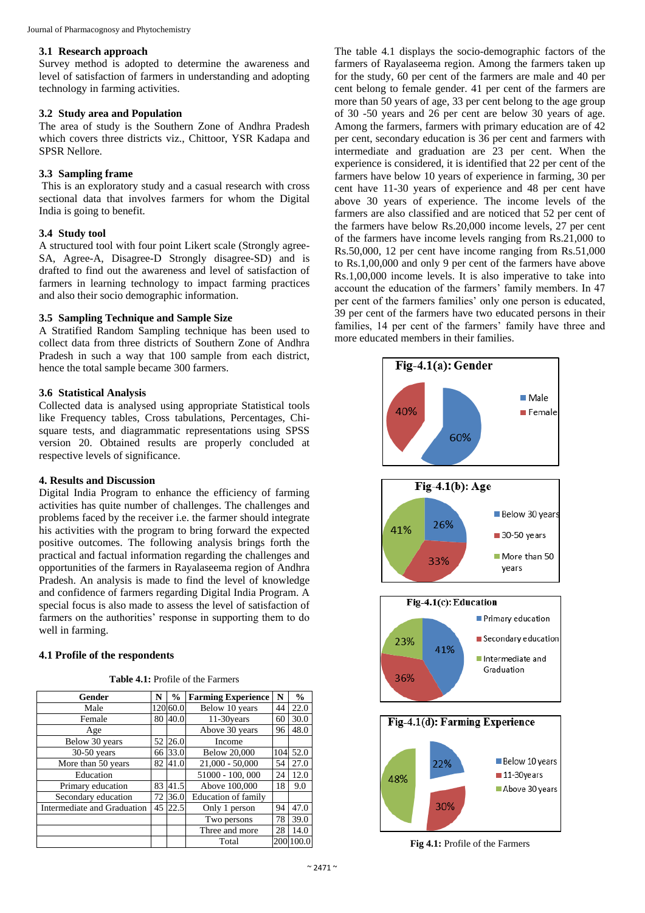### 3.1 Research approach

Survey method is adopted to determine the awareness and level of satisfaction of farmers in understanding and adopting technology in farming activities.

### 3.2 Study area and Population

The area of study is the Southern Zone of Andhra Pradesh which covers three districts viz., Chittoor, YSR Kadapa and SPSR Nellore.

### 3.3 Sampling frame

This is an exploratory study and a casual research with cross sectional data that involves farmers for whom the Digital India is going to benefit.

### 3.4 Study tool

A structured tool with four point Likert scale (Strongly agree-SA, Agree-A, Disagree-D Strongly disagree-SD) and is drafted to find out the awareness and level of satisfaction of farmers in learning technology to impact farming practices and also their socio demographic information.

### 3.5 Sampling Technique and Sample Size

A Stratified Random Sampling technique has been used to collect data from three districts of Southern Zone of Andhra Pradesh in such a way that 100 sample from each district, hence the total sample became 300 farmers.

### 3.6 Statistical Analysis

Collected data is analysed using appropriate Statistical tools like Frequency tables, Cross tabulations, Percentages, Chi-square tests, and diagrammatic representations using SPSS version 20. Obtained results are properly concluded at respective levels of significance.

## 4. Results and Discussion

Digital India Program to enhance the efficiency of farming activities has quite number of challenges. The challenges and problems faced by the receiver i.e. the farmer should integrate his activities with the program to bring forward the expected positive outcomes. The following analysis brings forth the practical and factual information regarding the challenges and opportunities of the farmers in Rayalaseema region of Andhra Pradesh. An analysis is made to find the level of knowledge and confidence of farmers regarding Digital India Program. A special focus is also made to assess the level of satisfaction of farmers on the authorities' response in supporting them to do well in farming.

### 4.1 Profile of the respondents

**Table 4.1:** Profile of the Farmers

| Gender | N | % | Farming Experience | N | % |
|---|---|---|---|---|---|
| Male | 120 | 60.0 | Below 10 years | 44 | 22.0 |
| Female | 80 | 40.0 | 11-30years | 60 | 30.0 |
| Age | | | Above 30 years | 96 | 48.0 |
| Below 30 years | 52 | 26.0 | Income | | |
| 30-50 years | 66 | 33.0 | Below 20,000 | 104 | 52.0 |
| More than 50 years | 82 | 41.0 | 21,000 - 50,000 | 54 | 27.0 |
| Education | | | 51000 - 100, 000 | 24 | 12.0 |
| Primary education | 83 | 41.5 | Above 100,000 | 18 | 9.0 |
| Secondary education | 72 | 36.0 | Education of family | | |
| Intermediate and Graduation | 45 | 22.5 | Only 1 person | 94 | 47.0 |
| | | | Two persons | 78 | 39.0 |
| | | | Three and more | 28 | 14.0 |
| | | | Total | 200 | 100.0 |

The table 4.1 displays the socio-demographic factors of the farmers of Rayalaseema region. Among the farmers taken up for the study, 60 per cent of the farmers are male and 40 per cent belong to female gender. 41 per cent of the farmers are more than 50 years of age, 33 per cent belong to the age group of 30 -50 years and 26 per cent are below 30 years of age. Among the farmers, farmers with primary education are of 42 per cent, secondary education is 36 per cent and farmers with intermediate and graduation are 23 per cent. When the experience is considered, it is identified that 22 per cent of the farmers have below 10 years of experience in farming, 30 per cent have 11-30 years of experience and 48 per cent have above 30 years of experience. The income levels of the farmers are also classified and are noticed that 52 per cent of the farmers have below Rs.20,000 income levels, 27 per cent of the farmers have income levels ranging from Rs.21,000 to Rs.50,000, 12 per cent have income ranging from Rs.51,000 to Rs.1,00,000 and only 9 per cent of the farmers have above Rs.1,00,000 income levels. It is also imperative to take into account the education of the farmers' family members. In 47 per cent of the farmers families' only one person is educated, 39 per cent of the farmers have two educated persons in their families, 14 per cent of the farmers' family have three and more educated members in their families.

Fig-4.1(a): Gender

Fig-4.1(b): Age

Fig-4.1(c): Education

Fig-4.1(d): Farming Experience

**Fig 4.1:** Profile of the Farmers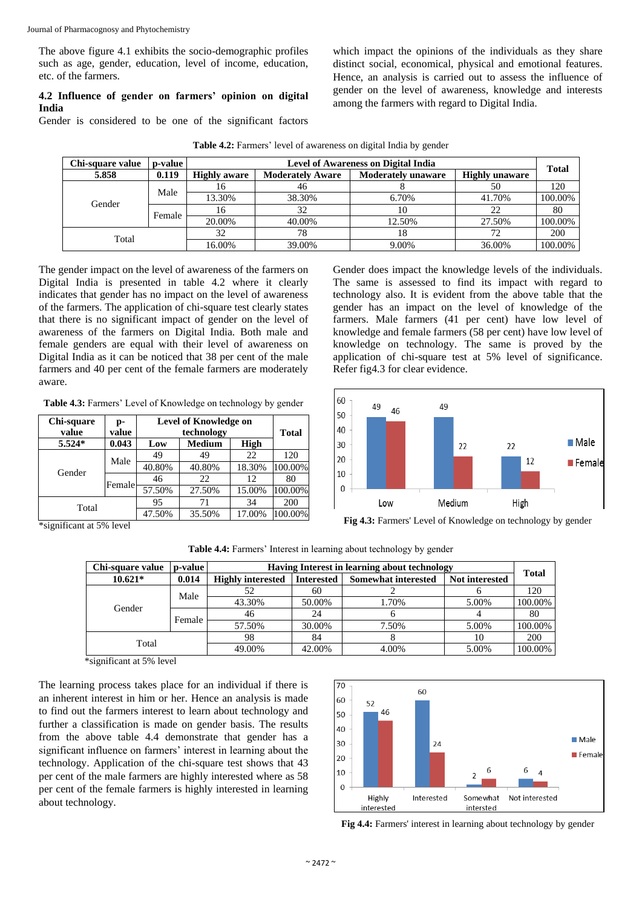The above figure 4.1 exhibits the socio-demographic profiles such as age, gender, education, level of income, education, etc. of the farmers.

### 4.2 Influence of gender on farmers' opinion on digital India

Gender is considered to be one of the significant factors which impact the opinions of the individuals as they share distinct social, economical, physical and emotional features. Hence, an analysis is carried out to assess the influence of gender on the level of awareness, knowledge and interests among the farmers with regard to Digital India.

**Table 4.2:** Farmers' level of awareness on digital India by gender

| Chi-square value | p-value | Level of Awareness on Digital India | | | | Total |
|---|---|---|---|---|---|---|
| 5.858 | 0.119 | Highly aware | Moderately Aware | Moderately unaware | Highly unaware | |
| Gender | Male | 16 | 46 | 8 | 50 | 120 |
| | | 13.30% | 38.30% | 6.70% | 41.70% | 100.00% |
| | Female | 16 | 32 | 10 | 22 | 80 |
| | | 20.00% | 40.00% | 12.50% | 27.50% | 100.00% |
| Total | | 32 | 78 | 18 | 72 | 200 |
| | | 16.00% | 39.00% | 9.00% | 36.00% | 100.00% |

The gender impact on the level of awareness of the farmers on Digital India is presented in table 4.2 where it clearly indicates that gender has no impact on the level of awareness of the farmers. The application of chi-square test clearly states that there is no significant impact of gender on the level of awareness of the farmers on Digital India. Both male and female genders are equal with their level of awareness on Digital India as it can be noticed that 38 per cent of the male farmers and 40 per cent of the female farmers are moderately aware.

**Table 4.3:** Farmers' Level of Knowledge on technology by gender

| Chi-square value | p-value | Level of Knowledge on technology | | | Total |
|---|---|---|---|---|---|
| 5.524* | 0.043 | Low | Medium | High | |
| Gender | Male | 49 | 49 | 22 | 120 |
| | | 40.80% | 40.80% | 18.30% | 100.00% |
| | Female | 46 | 22 | 12 | 80 |
| | | 57.50% | 27.50% | 15.00% | 100.00% |
| Total | | 95 | 71 | 34 | 200 |
| | | 47.50% | 35.50% | 17.00% | 100.00% |

*significant at 5% level

Gender does impact the knowledge levels of the individuals. The same is assessed to find its impact with regard to technology also. It is evident from the above table that the gender has an impact on the level of knowledge of the farmers. Male farmers (41 per cent) have low level of knowledge and female farmers (58 per cent) have low level of knowledge on technology. The same is proved by the application of chi-square test at 5% level of significance. Refer fig4.3 for clear evidence.

**Fig 4.3:** Farmers' Level of Knowledge on technology by gender

**Table 4.4:** Farmers' Interest in learning about technology by gender

| Chi-square value | p-value | Having Interest in learning about technology | | | | Total |
|---|---|---|---|---|---|---|
| 10.621* | 0.014 | Highly interested | Interested | Somewhat interested | Not interested | |
| Gender | Male | 52 | 60 | 2 | 6 | 120 |
| | | 43.30% | 50.00% | 1.70% | 5.00% | 100.00% |
| | Female | 46 | 24 | 6 | 4 | 80 |
| | | 57.50% | 30.00% | 7.50% | 5.00% | 100.00% |
| Total | | 98 | 84 | 8 | 10 | 200 |
| | | 49.00% | 42.00% | 4.00% | 5.00% | 100.00% |

*significant at 5% level

The learning process takes place for an individual if there is an inherent interest in him or her. Hence an analysis is made to find out the farmers interest to learn about technology and further a classification is made on gender basis. The results from the above table 4.4 demonstrate that gender has a significant influence on farmers' interest in learning about the technology. Application of the chi-square test shows that 43 per cent of the male farmers are highly interested where as 58 per cent of the female farmers is highly interested in learning about technology.

**Fig 4.4:** Farmers' interest in learning about technology by gender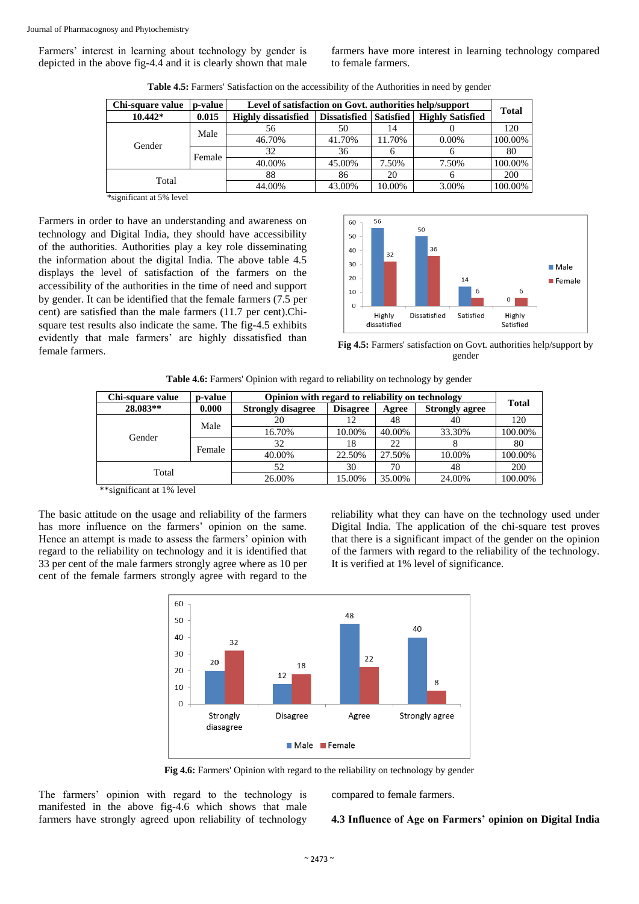Farmers' interest in learning about technology by gender is depicted in the above fig-4.4 and it is clearly shown that male farmers have more interest in learning technology compared to female farmers.

**Table 4.5:** Farmers' Satisfaction on the accessibility of the Authorities in need by gender

| Chi-square value | p-value | Level of satisfaction on Govt. authorities help/support | | | | Total |
|---|---|---|---|---|---|---|
| **10.442*** | **0.015** | **Highly dissatisfied** | **Dissatisfied** | **Satisfied** | **Highly Satisfied** | |
| Gender | Male | 56 | 50 | 14 | 0 | 120 |
| | | 46.70% | 41.70% | 11.70% | 0.00% | 100.00% |
| | Female | 32 | 36 | 6 | 6 | 80 |
| | | 40.00% | 45.00% | 7.50% | 7.50% | 100.00% |
| Total | | 88 | 86 | 20 | 6 | 200 |
| | | 44.00% | 43.00% | 10.00% | 3.00% | 100.00% |

*significant at 5% level

Farmers in order to have an understanding and awareness on technology and Digital India, they should have accessibility of the authorities. Authorities play a key role disseminating the information about the digital India. The above table 4.5 displays the level of satisfaction of the farmers on the accessibility of the authorities in the time of need and support by gender. It can be identified that the female farmers (7.5 per cent) are satisfied than the male farmers (11.7 per cent).Chi-square test results also indicate the same. The fig-4.5 exhibits evidently that male farmers' are highly dissatisfied than female farmers.

**Fig 4.5:** Farmers' satisfaction on Govt. authorities help/support by gender

**Table 4.6:** Farmers' Opinion with regard to reliability on technology by gender

| Chi-square value | p-value | Opinion with regard to reliability on technology | | | | Total |
|---|---|---|---|---|---|---|
| **28.083**** | **0.000** | **Strongly disagree** | **Disagree** | **Agree** | **Strongly agree** | |
| Gender | Male | 20 | 12 | 48 | 40 | 120 |
| | | 16.70% | 10.00% | 40.00% | 33.30% | 100.00% |
| | Female | 32 | 18 | 22 | 8 | 80 |
| | | 40.00% | 22.50% | 27.50% | 10.00% | 100.00% |
| Total | | 52 | 30 | 70 | 48 | 200 |
| | | 26.00% | 15.00% | 35.00% | 24.00% | 100.00% |

**significant at 1% level

The basic attitude on the usage and reliability of the farmers has more influence on the farmers' opinion on the same. Hence an attempt is made to assess the farmers' opinion with regard to the reliability on technology and it is identified that 33 per cent of the male farmers strongly agree where as 10 per cent of the female farmers strongly agree with regard to the reliability what they can have on the technology used under Digital India. The application of the chi-square test proves that there is a significant impact of the gender on the opinion of the farmers with regard to the reliability of the technology. It is verified at 1% level of significance.

**Fig 4.6:** Farmers' Opinion with regard to the reliability on technology by gender

The farmers' opinion with regard to the technology is manifested in the above fig-4.6 which shows that male farmers have strongly agreed upon reliability of technology compared to female farmers.

### 4.3 Influence of Age on Farmers' opinion on Digital India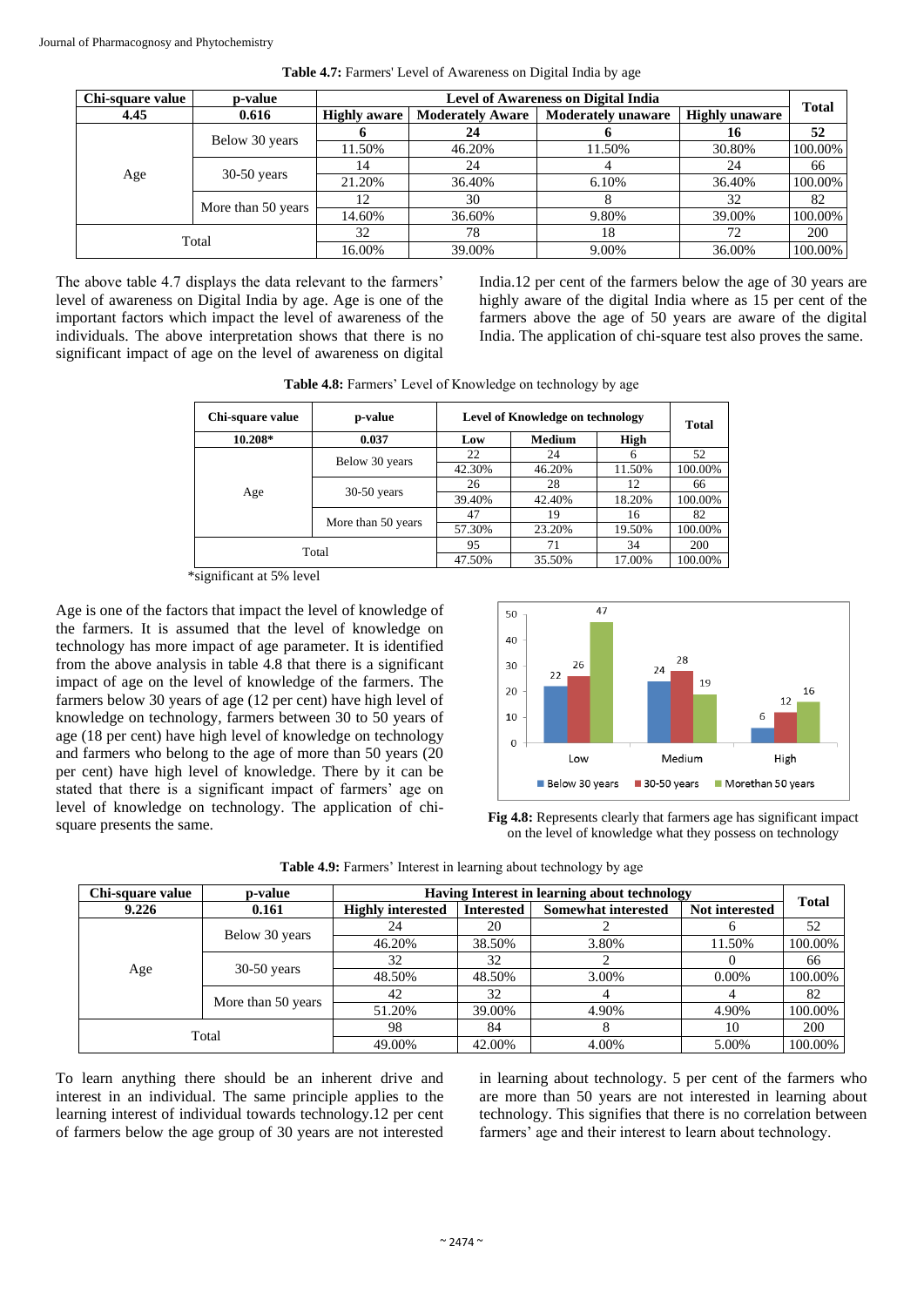**Table 4.7:** Farmers' Level of Awareness on Digital India by age

| Chi-square value | p-value | Level of Awareness on Digital India | | | | Total |
|---|---|---|---|---|---|---|
| **4.45** | **0.616** | **Highly aware** | **Moderately Aware** | **Moderately unaware** | **Highly unaware** | |
| Age | Below 30 years | 6 | 24 | 6 | 16 | 52 |
| | | 11.50% | 46.20% | 11.50% | 30.80% | 100.00% |
| | 30-50 years | 14 | 24 | 4 | 24 | 66 |
| | | 21.20% | 36.40% | 6.10% | 36.40% | 100.00% |
| | More than 50 years | 12 | 30 | 8 | 32 | 82 |
| | | 14.60% | 36.60% | 9.80% | 39.00% | 100.00% |
| Total | | 32 | 78 | 18 | 72 | 200 |
| | | 16.00% | 39.00% | 9.00% | 36.00% | 100.00% |

The above table 4.7 displays the data relevant to the farmers' level of awareness on Digital India by age. Age is one of the important factors which impact the level of awareness of the individuals. The above interpretation shows that there is no significant impact of age on the level of awareness on digital India.12 per cent of the farmers below the age of 30 years are highly aware of the digital India where as 15 per cent of the farmers above the age of 50 years are aware of the digital India. The application of chi-square test also proves the same.

**Table 4.8:** Farmers' Level of Knowledge on technology by age

| Chi-square value | p-value | Level of Knowledge on technology | | | Total |
|---|---|---|---|---|---|
| **10.208*** | **0.037** | **Low** | **Medium** | **High** | |
| Age | Below 30 years | 22 | 24 | 6 | 52 |
| | | 42.30% | 46.20% | 11.50% | 100.00% |
| | 30-50 years | 26 | 28 | 12 | 66 |
| | | 39.40% | 42.40% | 18.20% | 100.00% |
| | More than 50 years | 47 | 19 | 16 | 82 |
| | | 57.30% | 23.20% | 19.50% | 100.00% |
| Total | | 95 | 71 | 34 | 200 |
| | | 47.50% | 35.50% | 17.00% | 100.00% |

*significant at 5% level

Age is one of the factors that impact the level of knowledge of the farmers. It is assumed that the level of knowledge on technology has more impact of age parameter. It is identified from the above analysis in table 4.8 that there is a significant impact of age on the level of knowledge of the farmers. The farmers below 30 years of age (12 per cent) have high level of knowledge on technology, farmers between 30 to 50 years of age (18 per cent) have high level of knowledge on technology and farmers who belong to the age of more than 50 years (20 per cent) have high level of knowledge. There by it can be stated that there is a significant impact of farmers' age on level of knowledge on technology. The application of chi-square presents the same.

**Fig 4.8:** Represents clearly that farmers age has significant impact on the level of knowledge what they possess on technology

**Table 4.9:** Farmers' Interest in learning about technology by age

| Chi-square value | p-value | Having Interest in learning about technology | | | | Total |
|---|---|---|---|---|---|---|
| **9.226** | **0.161** | **Highly interested** | **Interested** | **Somewhat interested** | **Not interested** | |
| Age | Below 30 years | 24 | 20 | 2 | 6 | 52 |
| | | 46.20% | 38.50% | 3.80% | 11.50% | 100.00% |
| | 30-50 years | 32 | 32 | 2 | 0 | 66 |
| | | 48.50% | 48.50% | 3.00% | 0.00% | 100.00% |
| | More than 50 years | 42 | 32 | 4 | 4 | 82 |
| | | 51.20% | 39.00% | 4.90% | 4.90% | 100.00% |
| Total | | 98 | 84 | 8 | 10 | 200 |
| | | 49.00% | 42.00% | 4.00% | 5.00% | 100.00% |

To learn anything there should be an inherent drive and interest in an individual. The same principle applies to the learning interest of individual towards technology.12 per cent of farmers below the age group of 30 years are not interested in learning about technology. 5 per cent of the farmers who are more than 50 years are not interested in learning about technology. This signifies that there is no correlation between farmers' age and their interest to learn about technology.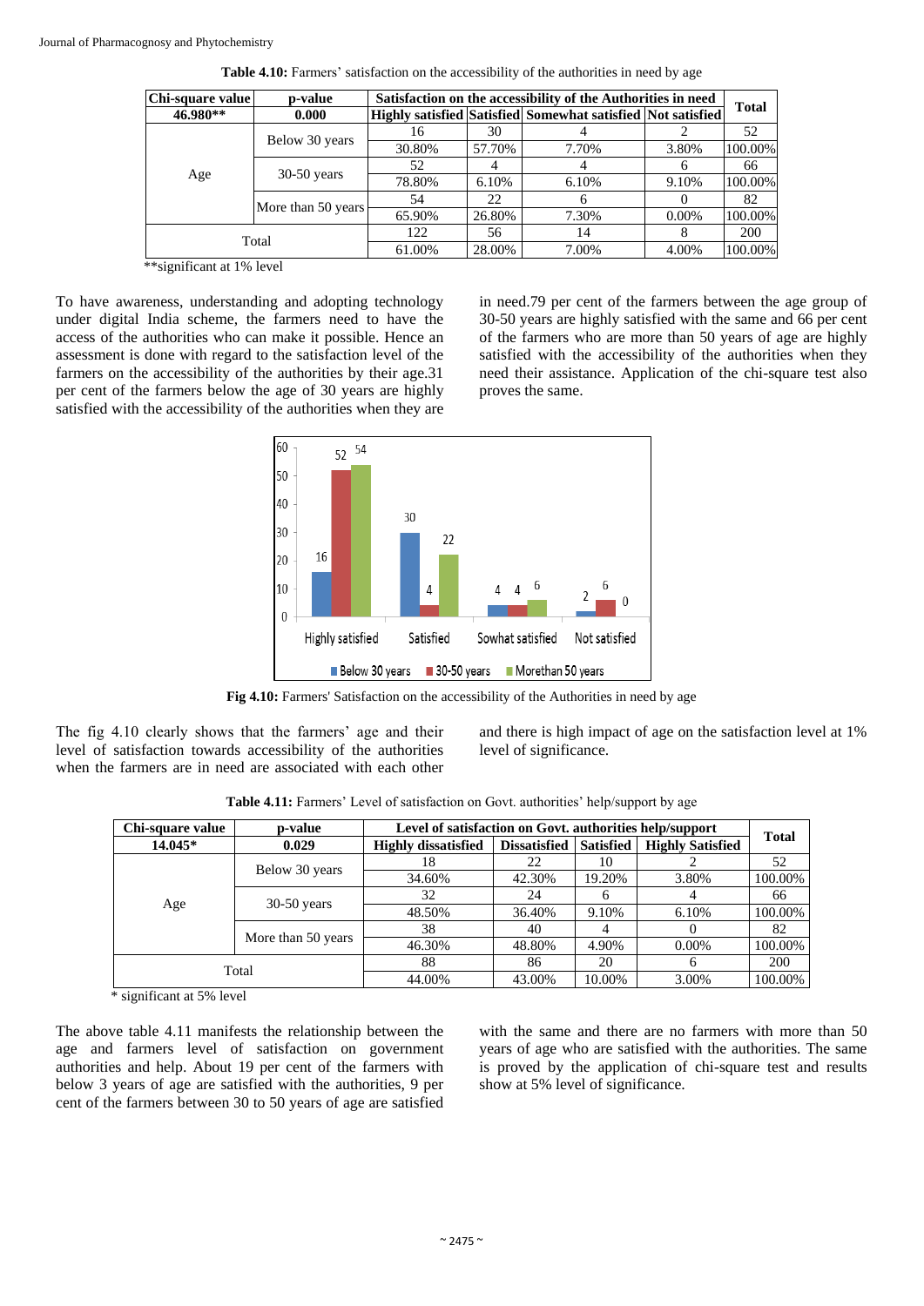**Table 4.10:** Farmers' satisfaction on the accessibility of the authorities in need by age

| Chi-square value | p-value | Satisfaction on the accessibility of the Authorities in need | | | | Total |
|---|---|---|---|---|---|---|
| 46.980** | 0.000 | Highly satisfied | Satisfied | Somewhat satisfied | Not satisfied | |
| Age | Below 30 years | 16 | 30 | 4 | 2 | 52 |
| | | 30.80% | 57.70% | 7.70% | 3.80% | 100.00% |
| | 30-50 years | 52 | 4 | 4 | 6 | 66 |
| | | 78.80% | 6.10% | 6.10% | 9.10% | 100.00% |
| | More than 50 years | 54 | 22 | 6 | 0 | 82 |
| | | 65.90% | 26.80% | 7.30% | 0.00% | 100.00% |
| Total | | 122 | 56 | 14 | 8 | 200 |
| | | 61.00% | 28.00% | 7.00% | 4.00% | 100.00% |

**significant at 1% level

To have awareness, understanding and adopting technology under digital India scheme, the farmers need to have the access of the authorities who can make it possible. Hence an assessment is done with regard to the satisfaction level of the farmers on the accessibility of the authorities by their age.31 per cent of the farmers below the age of 30 years are highly satisfied with the accessibility of the authorities when they are in need.79 per cent of the farmers between the age group of 30-50 years are highly satisfied with the same and 66 per cent of the farmers who are more than 50 years of age are highly satisfied with the accessibility of the authorities when they need their assistance. Application of the chi-square test also proves the same.

**Fig 4.10:** Farmers' Satisfaction on the accessibility of the Authorities in need by age

The fig 4.10 clearly shows that the farmers' age and their level of satisfaction towards accessibility of the authorities when the farmers are in need are associated with each other and there is high impact of age on the satisfaction level at 1% level of significance.

**Table 4.11:** Farmers' Level of satisfaction on Govt. authorities' help/support by age

| Chi-square value | p-value | Level of satisfaction on Govt. authorities help/support | | | | Total |
|---|---|---|---|---|---|---|
| 14.045* | 0.029 | Highly dissatisfied | Dissatisfied | Satisfied | Highly Satisfied | |
| Age | Below 30 years | 18 | 22 | 10 | 2 | 52 |
| | | 34.60% | 42.30% | 19.20% | 3.80% | 100.00% |
| | 30-50 years | 32 | 24 | 6 | 4 | 66 |
| | | 48.50% | 36.40% | 9.10% | 6.10% | 100.00% |
| | More than 50 years | 38 | 40 | 4 | 0 | 82 |
| | | 46.30% | 48.80% | 4.90% | 0.00% | 100.00% |
| Total | | 88 | 86 | 20 | 6 | 200 |
| | | 44.00% | 43.00% | 10.00% | 3.00% | 100.00% |

* significant at 5% level

The above table 4.11 manifests the relationship between the age and farmers level of satisfaction on government authorities and help. About 19 per cent of the farmers with below 3 years of age are satisfied with the authorities, 9 per cent of the farmers between 30 to 50 years of age are satisfied with the same and there are no farmers with more than 50 years of age who are satisfied with the authorities. The same is proved by the application of chi-square test and results show at 5% level of significance.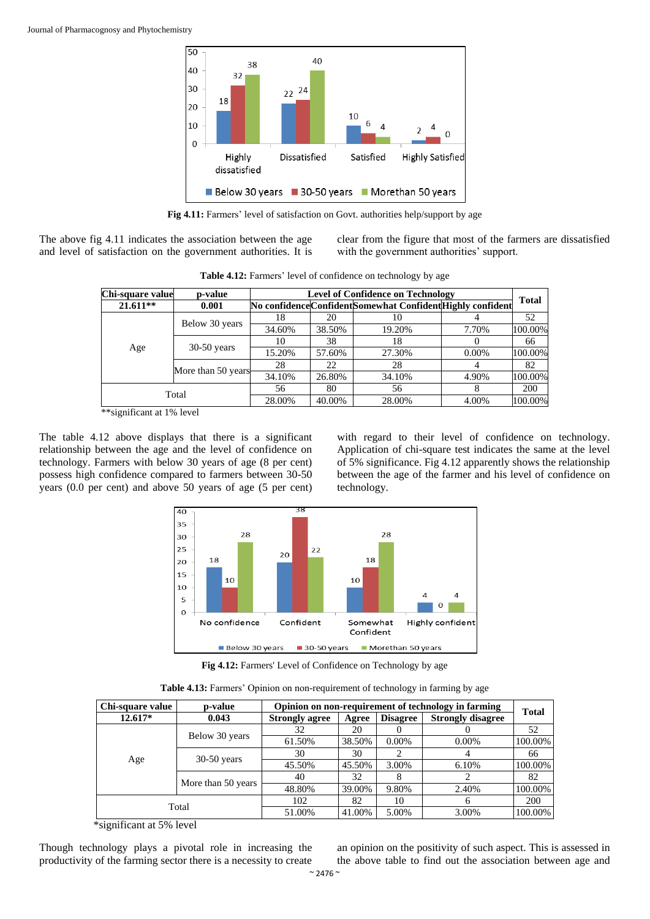Fig 4.11: Farmers' level of satisfaction on Govt. authorities help/support by age

The above fig 4.11 indicates the association between the age and level of satisfaction on the government authorities. It is clear from the figure that most of the farmers are dissatisfied with the government authorities' support.

**Table 4.12:** Farmers' level of confidence on technology by age

| Chi-square value | p-value | Level of Confidence on Technology | | | | Total |
|---|---|---|---|---|---|---|
| 21.611** | 0.001 | No confidence | Confident | Somewhat Confident | Highly confident | |
| Age | Below 30 years | 18 | 20 | 10 | 4 | 52 |
| | | 34.60% | 38.50% | 19.20% | 7.70% | 100.00% |
| | 30-50 years | 10 | 38 | 18 | 0 | 66 |
| | | 15.20% | 57.60% | 27.30% | 0.00% | 100.00% |
| | More than 50 years | 28 | 22 | 28 | 4 | 82 |
| | | 34.10% | 26.80% | 34.10% | 4.90% | 100.00% |
| Total | | 56 | 80 | 56 | 8 | 200 |
| | | 28.00% | 40.00% | 28.00% | 4.00% | 100.00% |

**significant at 1% level

The table 4.12 above displays that there is a significant relationship between the age and the level of confidence on technology. Farmers with below 30 years of age (8 per cent) possess high confidence compared to farmers between 30-50 years (0.0 per cent) and above 50 years of age (5 per cent) with regard to their level of confidence on technology. Application of chi-square test indicates the same at the level of 5% significance. Fig 4.12 apparently shows the relationship between the age of the farmer and his level of confidence on technology.

Fig 4.12: Farmers' Level of Confidence on Technology by age

**Table 4.13:** Farmers' Opinion on non-requirement of technology in farming by age

| Chi-square value | p-value | Opinion on non-requirement of technology in farming | | | | Total |
|---|---|---|---|---|---|---|
| 12.617* | 0.043 | Strongly agree | Agree | Disagree | Strongly disagree | |
| Age | Below 30 years | 32 | 20 | 0 | 0 | 52 |
| | | 61.50% | 38.50% | 0.00% | 0.00% | 100.00% |
| | 30-50 years | 30 | 30 | 2 | 4 | 66 |
| | | 45.50% | 45.50% | 3.00% | 6.10% | 100.00% |
| | More than 50 years | 40 | 32 | 8 | 2 | 82 |
| | | 48.80% | 39.00% | 9.80% | 2.40% | 100.00% |
| Total | | 102 | 82 | 10 | 6 | 200 |
| | | 51.00% | 41.00% | 5.00% | 3.00% | 100.00% |

*significant at 5% level

Though technology plays a pivotal role in increasing the productivity of the farming sector there is a necessity to create an opinion on the positivity of such aspect. This is assessed in the above table to find out the association between age and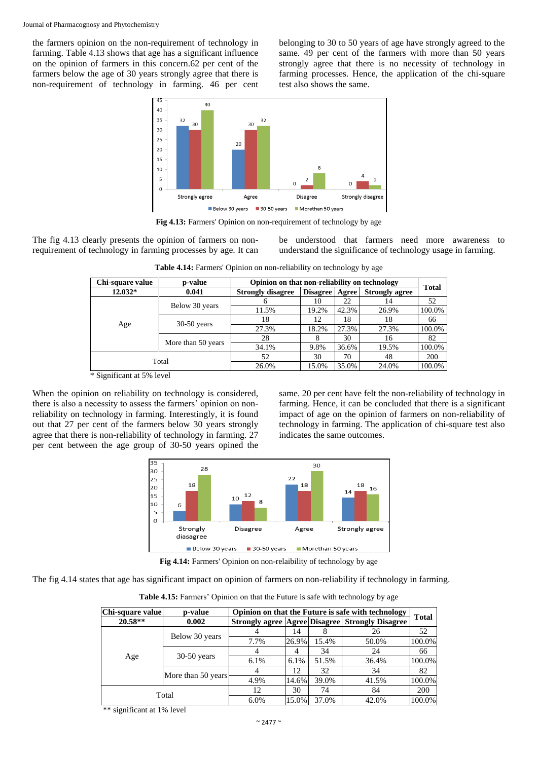the farmers opinion on the non-requirement of technology in farming. Table 4.13 shows that age has a significant influence on the opinion of farmers in this concern.62 per cent of the farmers below the age of 30 years strongly agree that there is non-requirement of technology in farming. 46 per cent belonging to 30 to 50 years of age have strongly agreed to the same. 49 per cent of the farmers with more than 50 years strongly agree that there is no necessity of technology in farming processes. Hence, the application of the chi-square test also shows the same.

**Fig 4.13:** Farmers' Opinion on non-requirement of technology by age

The fig 4.13 clearly presents the opinion of farmers on non-requirement of technology in farming processes by age. It can be understood that farmers need more awareness to understand the significance of technology usage in farming.

**Table 4.14:** Farmers' Opinion on non-reliability on technology by age

| Chi-square value | p-value | Opinion on that non-reliability on technology | | | | Total |
|---|---|---|---|---|---|---|
| 12.032* | 0.041 | Strongly disagree | Disagree | Agree | Strongly agree | |
| Age | Below 30 years | 6 | 10 | 22 | 14 | 52 |
| | | 11.5% | 19.2% | 42.3% | 26.9% | 100.0% |
| | 30-50 years | 18 | 12 | 18 | 18 | 66 |
| | | 27.3% | 18.2% | 27.3% | 27.3% | 100.0% |
| | More than 50 years | 28 | 8 | 30 | 16 | 82 |
| | | 34.1% | 9.8% | 36.6% | 19.5% | 100.0% |
| Total | | 52 | 30 | 70 | 48 | 200 |
| | | 26.0% | 15.0% | 35.0% | 24.0% | 100.0% |

* Significant at 5% level

When the opinion on reliability on technology is considered, there is also a necessity to assess the farmers' opinion on non-reliability on technology in farming. Interestingly, it is found out that 27 per cent of the farmers below 30 years strongly agree that there is non-reliability of technology in farming. 27 per cent between the age group of 30-50 years opined the same. 20 per cent have felt the non-reliability of technology in farming. Hence, it can be concluded that there is a significant impact of age on the opinion of farmers on non-reliability of technology in farming. The application of chi-square test also indicates the same outcomes.

**Fig 4.14:** Farmers' Opinion on non-relaibility of technology by age

The fig 4.14 states that age has significant impact on opinion of farmers on non-reliability if technology in farming.

**Table 4.15:** Farmers' Opinion on that the Future is safe with technology by age

| Chi-square value | p-value | Opinion on that the Future is safe with technology | | | | Total |
|---|---|---|---|---|---|---|
| 20.58** | 0.002 | Strongly agree | Agree | Disagree | Strongly Disagree | |
| Age | Below 30 years | 4 | 14 | 8 | 26 | 52 |
| | | 7.7% | 26.9% | 15.4% | 50.0% | 100.0% |
| | 30-50 years | 4 | 4 | 34 | 24 | 66 |
| | | 6.1% | 6.1% | 51.5% | 36.4% | 100.0% |
| | More than 50 years | 4 | 12 | 32 | 34 | 82 |
| | | 4.9% | 14.6% | 39.0% | 41.5% | 100.0% |
| Total | | 12 | 30 | 74 | 84 | 200 |
| | | 6.0% | 15.0% | 37.0% | 42.0% | 100.0% |

** significant at 1% level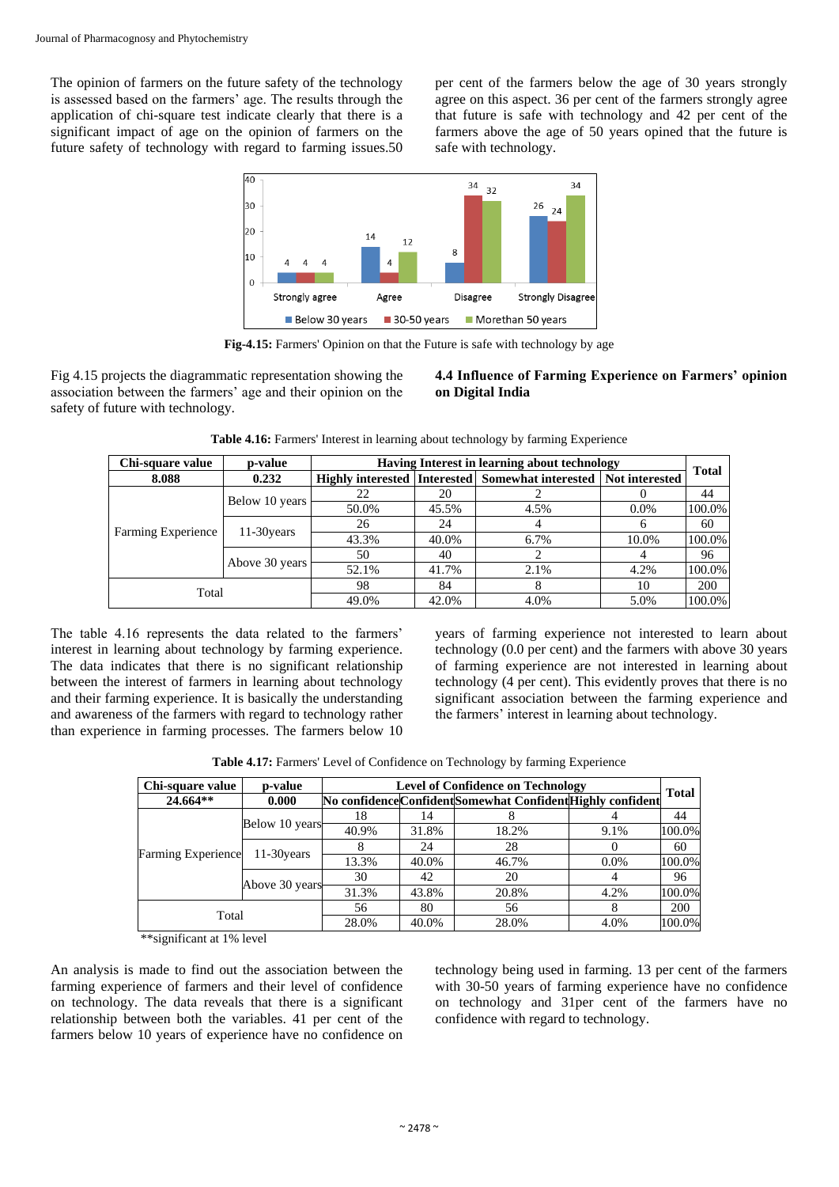The opinion of farmers on the future safety of the technology is assessed based on the farmers' age. The results through the application of chi-square test indicate clearly that there is a significant impact of age on the opinion of farmers on the future safety of technology with regard to farming issues.50 per cent of the farmers below the age of 30 years strongly agree on this aspect. 36 per cent of the farmers strongly agree that future is safe with technology and 42 per cent of the farmers above the age of 50 years opined that the future is safe with technology.

**Fig-4.15:** Farmers' Opinion on that the Future is safe with technology by age

Fig 4.15 projects the diagrammatic representation showing the association between the farmers' age and their opinion on the safety of future with technology.

### 4.4 Influence of Farming Experience on Farmers' opinion on Digital India

**Table 4.16:** Farmers' Interest in learning about technology by farming Experience

| Chi-square value | p-value | Having Interest in learning about technology | | | | Total |
|---|---|---|---|---|---|---|
| 8.088 | 0.232 | Highly interested | Interested | Somewhat interested | Not interested | |
| Farming Experience | Below 10 years | 22 | 20 | 2 | 0 | 44 |
| | | 50.0% | 45.5% | 4.5% | 0.0% | 100.0% |
| | 11-30years | 26 | 24 | 4 | 6 | 60 |
| | | 43.3% | 40.0% | 6.7% | 10.0% | 100.0% |
| | Above 30 years | 50 | 40 | 2 | 4 | 96 |
| | | 52.1% | 41.7% | 2.1% | 4.2% | 100.0% |
| Total | | 98 | 84 | 8 | 10 | 200 |
| | | 49.0% | 42.0% | 4.0% | 5.0% | 100.0% |

The table 4.16 represents the data related to the farmers' interest in learning about technology by farming experience. The data indicates that there is no significant relationship between the interest of farmers in learning about technology and their farming experience. It is basically the understanding and awareness of the farmers with regard to technology rather than experience in farming processes. The farmers below 10 years of farming experience not interested to learn about technology (0.0 per cent) and the farmers with above 30 years of farming experience are not interested in learning about technology (4 per cent). This evidently proves that there is no significant association between the farming experience and the farmers' interest in learning about technology.

**Table 4.17:** Farmers' Level of Confidence on Technology by farming Experience

| Chi-square value | p-value | Level of Confidence on Technology | | | | Total |
|---|---|---|---|---|---|---|
| 24.664** | 0.000 | No confidence | Confident | Somewhat Confident | Highly confident | |
| Farming Experience | Below 10 years | 18 | 14 | 8 | 4 | 44 |
| | | 40.9% | 31.8% | 18.2% | 9.1% | 100.0% |
| | 11-30years | 8 | 24 | 28 | 0 | 60 |
| | | 13.3% | 40.0% | 46.7% | 0.0% | 100.0% |
| | Above 30 years | 30 | 42 | 20 | 4 | 96 |
| | | 31.3% | 43.8% | 20.8% | 4.2% | 100.0% |
| Total | | 56 | 80 | 56 | 8 | 200 |
| | | 28.0% | 40.0% | 28.0% | 4.0% | 100.0% |

**significant at 1% level

An analysis is made to find out the association between the farming experience of farmers and their level of confidence on technology. The data reveals that there is a significant relationship between both the variables. 41 per cent of the farmers below 10 years of experience have no confidence on technology being used in farming. 13 per cent of the farmers with 30-50 years of farming experience have no confidence on technology and 31per cent of the farmers have no confidence with regard to technology.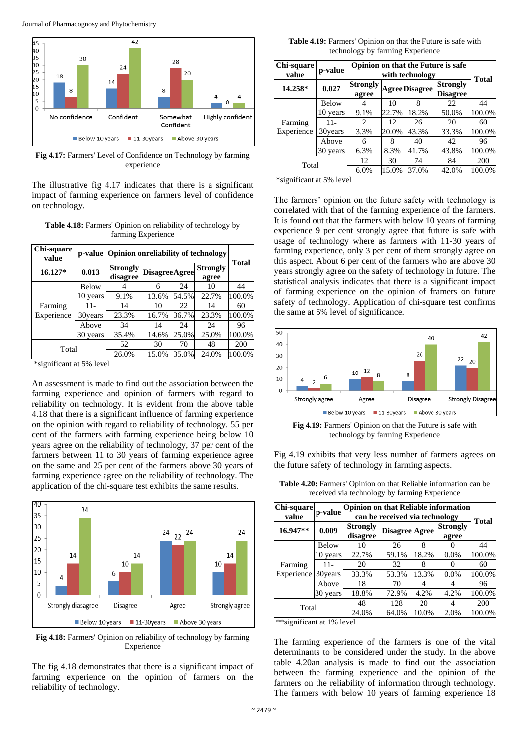Fig 4.17: Farmers' Level of Confidence on Technology by farming experience

The illustrative fig 4.17 indicates that there is a significant impact of farming experience on farmers level of confidence on technology.

**Table 4.18:** Farmers' Opinion on reliability of technology by farming Experience

| Chi-square value | p-value | Opinion onreliability of technology | | | | Total |
|---|---|---|---|---|---|---|
| **16.127*** | **0.013** | **Strongly disagree** | **Disagree** | **Agree** | **Strongly agree** | |
| Farming Experience | Below 10 years | 4 | 6 | 24 | 10 | 44 |
| | | 9.1% | 13.6% | 54.5% | 22.7% | 100.0% |
| | 11-30years | 14 | 10 | 22 | 14 | 60 |
| | | 23.3% | 16.7% | 36.7% | 23.3% | 100.0% |
| | Above 30 years | 34 | 14 | 24 | 24 | 96 |
| | | 35.4% | 14.6% | 25.0% | 25.0% | 100.0% |
| Total | | 52 | 30 | 70 | 48 | 200 |
| | | 26.0% | 15.0% | 35.0% | 24.0% | 100.0% |

*significant at 5% level

An assessment is made to find out the association between the farming experience and opinion of farmers with regard to reliability on technology. It is evident from the above table 4.18 that there is a significant influence of farming experience on the opinion with regard to reliability of technology. 55 per cent of the farmers with farming experience being below 10 years agree on the reliability of technology, 37 per cent of the farmers between 11 to 30 years of farming experience agree on the same and 25 per cent of the farmers above 30 years of farming experience agree on the reliability of technology. The application of the chi-square test exhibits the same results.

Fig 4.18: Farmers' Opinion on reliability of technology by farming Experience

The fig 4.18 demonstrates that there is a significant impact of farming experience on the opinion of farmers on the reliability of technology.

**Table 4.19:** Farmers' Opinion on that the Future is safe with technology by farming Experience

| Chi-square value | p-value | Opinion on that the Future is safe with technology | | | | Total |
|---|---|---|---|---|---|---|
| **14.258*** | **0.027** | **Strongly agree** | **Agree** | **Disagree** | **Strongly Disagree** | |
| Farming Experience | Below 10 years | 4 | 10 | 8 | 22 | 44 |
| | | 9.1% | 22.7% | 18.2% | 50.0% | 100.0% |
| | 11-30years | 2 | 12 | 26 | 20 | 60 |
| | | 3.3% | 20.0% | 43.3% | 33.3% | 100.0% |
| | Above 30 years | 6 | 8 | 40 | 42 | 96 |
| | | 6.3% | 8.3% | 41.7% | 43.8% | 100.0% |
| Total | | 12 | 30 | 74 | 84 | 200 |
| | | 6.0% | 15.0% | 37.0% | 42.0% | 100.0% |

*significant at 5% level

The farmers' opinion on the future safety with technology is correlated with that of the farming experience of the farmers. It is found out that the farmers with below 10 years of farming experience 9 per cent strongly agree that future is safe with usage of technology where as farmers with 11-30 years of farming experience, only 3 per cent of them strongly agree on this aspect. About 6 per cent of the farmers who are above 30 years strongly agree on the safety of technology in future. The statistical analysis indicates that there is a significant impact of farming experience on the opinion of framers on future safety of technology. Application of chi-square test confirms the same at 5% level of significance.

Fig 4.19: Farmers' Opinion on that the Future is safe with technology by farming Experience

Fig 4.19 exhibits that very less number of farmers agrees on the future safety of technology in farming aspects.

**Table 4.20:** Farmers' Opinion on that Reliable information can be received via technology by farming Experience

| Chi-square value | p-value | Opinion on that Reliable information can be received via technology | | | | Total |
|---|---|---|---|---|---|---|
| **16.947**** | **0.009** | **Strongly disagree** | **Disagree** | **Agree** | **Strongly agree** | |
| Farming Experience | Below 10 years | 10 | 26 | 8 | 0 | 44 |
| | | 22.7% | 59.1% | 18.2% | 0.0% | 100.0% |
| | 11-30years | 20 | 32 | 8 | 0 | 60 |
| | | 33.3% | 53.3% | 13.3% | 0.0% | 100.0% |
| | Above 30 years | 18 | 70 | 4 | 4 | 96 |
| | | 18.8% | 72.9% | 4.2% | 4.2% | 100.0% |
| Total | | 48 | 128 | 20 | 4 | 200 |
| | | 24.0% | 64.0% | 10.0% | 2.0% | 100.0% |

**significant at 1% level

The farming experience of the farmers is one of the vital determinants to be considered under the study. In the above table 4.20an analysis is made to find out the association between the farming experience and the opinion of the farmers on the reliability of information through technology. The farmers with below 10 years of farming experience 18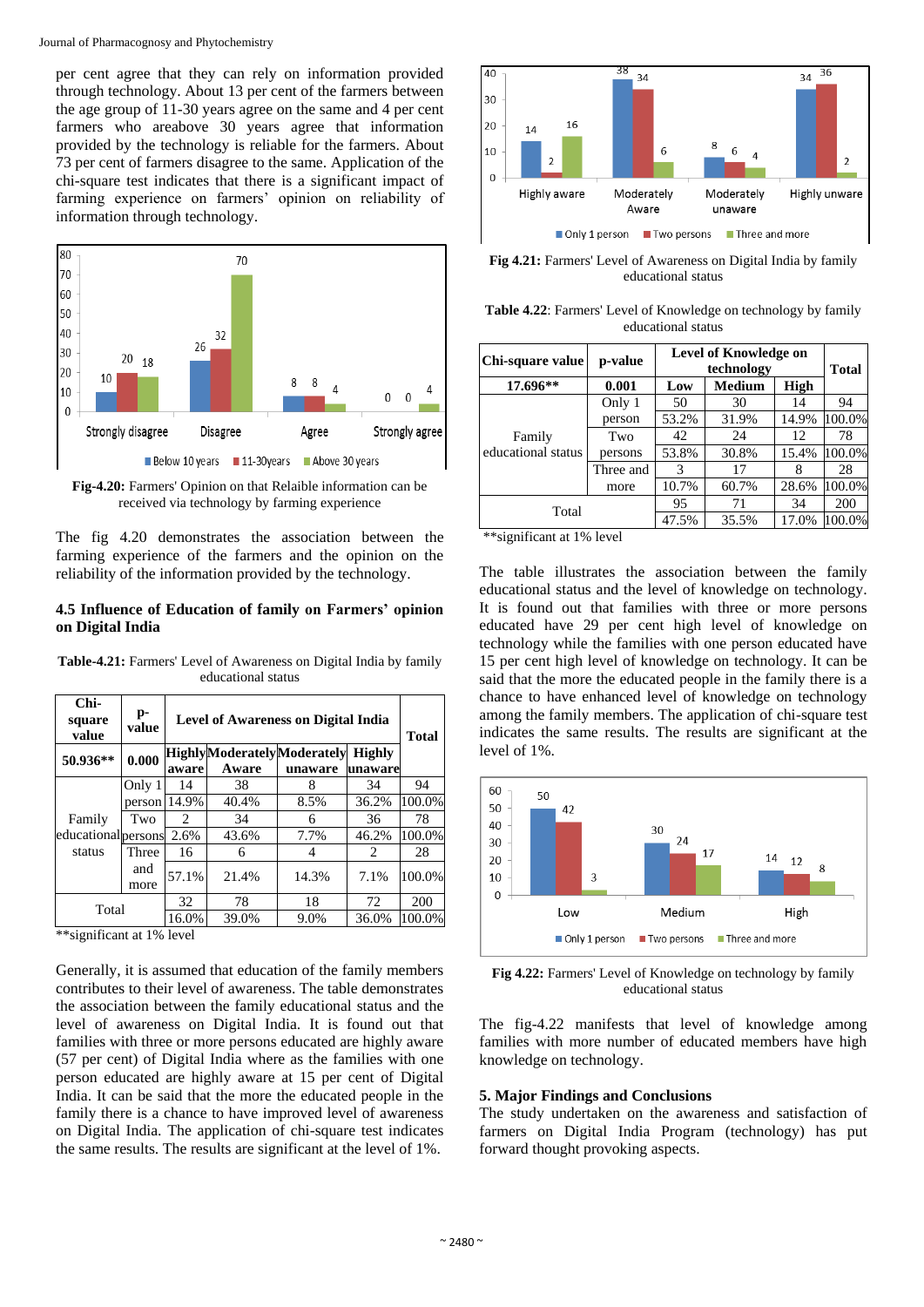per cent agree that they can rely on information provided through technology. About 13 per cent of the farmers between the age group of 11-30 years agree on the same and 4 per cent farmers who areabove 30 years agree that information provided by the technology is reliable for the farmers. About 73 per cent of farmers disagree to the same. Application of the chi-square test indicates that there is a significant impact of farming experience on farmers' opinion on reliability of information through technology.

**Fig-4.20:** Farmers' Opinion on that Relaible information can be received via technology by farming experience

The fig 4.20 demonstrates the association between the farming experience of the farmers and the opinion on the reliability of the information provided by the technology.

### 4.5 Influence of Education of family on Farmers' opinion on Digital India

**Table-4.21:** Farmers' Level of Awareness on Digital India by family educational status

| Chi-square value | p-value | Level of Awareness on Digital India | | | | Total |
|---|---|---|---|---|---|---|
| **50.936**** | **0.000** | **Highly aware** | **Moderately Aware** | **Moderately unaware** | **Highly unaware** | |
| Family educational status | Only 1 person | 14 | 38 | 8 | 34 | 94 |
| | | 14.9% | 40.4% | 8.5% | 36.2% | 100.0% |
| | Two persons | 2 | 34 | 6 | 36 | 78 |
| | | 2.6% | 43.6% | 7.7% | 46.2% | 100.0% |
| | Three and more | 16 | 6 | 4 | 2 | 28 |
| | | 57.1% | 21.4% | 14.3% | 7.1% | 100.0% |
| Total | | 32 | 78 | 18 | 72 | 200 |
| | | 16.0% | 39.0% | 9.0% | 36.0% | 100.0% |

**significant at 1% level

Generally, it is assumed that education of the family members contributes to their level of awareness. The table demonstrates the association between the family educational status and the level of awareness on Digital India. It is found out that families with three or more persons educated are highly aware (57 per cent) of Digital India where as the families with one person educated are highly aware at 15 per cent of Digital India. It can be said that the more the educated people in the family there is a chance to have improved level of awareness on Digital India. The application of chi-square test indicates the same results. The results are significant at the level of 1%.

**Fig 4.21:** Farmers' Level of Awareness on Digital India by family educational status

**Table 4.22**: Farmers' Level of Knowledge on technology by family educational status

| Chi-square value | p-value | Level of Knowledge on technology | | | Total |
|---|---|---|---|---|---|
| **17.696**** | **0.001** | **Low** | **Medium** | **High** | |
| Family educational status | Only 1 person | 50 | 30 | 14 | 94 |
| | | 53.2% | 31.9% | 14.9% | 100.0% |
| | Two persons | 42 | 24 | 12 | 78 |
| | | 53.8% | 30.8% | 15.4% | 100.0% |
| | Three and more | 3 | 17 | 8 | 28 |
| | | 10.7% | 60.7% | 28.6% | 100.0% |
| Total | | 95 | 71 | 34 | 200 |
| | | 47.5% | 35.5% | 17.0% | 100.0% |

**significant at 1% level

The table illustrates the association between the family educational status and the level of knowledge on technology. It is found out that families with three or more persons educated have 29 per cent high level of knowledge on technology while the families with one person educated have 15 per cent high level of knowledge on technology. It can be said that the more the educated people in the family there is a chance to have enhanced level of knowledge on technology among the family members. The application of chi-square test indicates the same results. The results are significant at the level of 1%.

**Fig 4.22:** Farmers' Level of Knowledge on technology by family educational status

The fig-4.22 manifests that level of knowledge among families with more number of educated members have high knowledge on technology.

## 5. Major Findings and Conclusions

The study undertaken on the awareness and satisfaction of farmers on Digital India Program (technology) has put forward thought provoking aspects.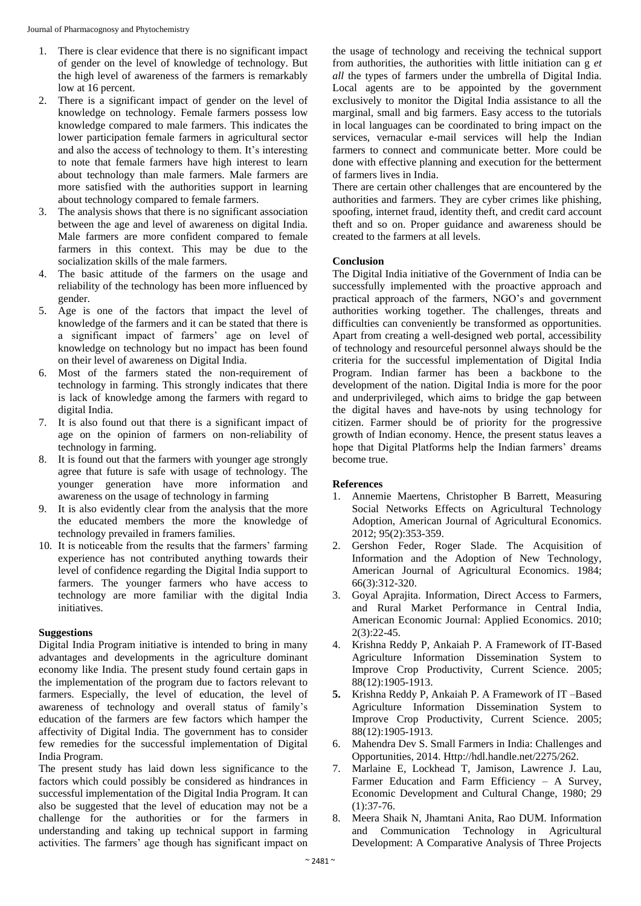1. There is clear evidence that there is no significant impact of gender on the level of knowledge of technology. But the high level of awareness of the farmers is remarkably low at 16 percent.
2. There is a significant impact of gender on the level of knowledge on technology. Female farmers possess low knowledge compared to male farmers. This indicates the lower participation female farmers in agricultural sector and also the access of technology to them. It's interesting to note that female farmers have high interest to learn about technology than male farmers. Male farmers are more satisfied with the authorities support in learning about technology compared to female farmers.
3. The analysis shows that there is no significant association between the age and level of awareness on digital India. Male farmers are more confident compared to female farmers in this context. This may be due to the socialization skills of the male farmers.
4. The basic attitude of the farmers on the usage and reliability of the technology has been more influenced by gender.
5. Age is one of the factors that impact the level of knowledge of the farmers and it can be stated that there is a significant impact of farmers' age on level of knowledge on technology but no impact has been found on their level of awareness on Digital India.
6. Most of the farmers stated the non-requirement of technology in farming. This strongly indicates that there is lack of knowledge among the farmers with regard to digital India.
7. It is also found out that there is a significant impact of age on the opinion of farmers on non-reliability of technology in farming.
8. It is found out that the farmers with younger age strongly agree that future is safe with usage of technology. The younger generation have more information and awareness on the usage of technology in farming
9. It is also evidently clear from the analysis that the more the educated members the more the knowledge of technology prevailed in framers families.
10. It is noticeable from the results that the farmers' farming experience has not contributed anything towards their level of confidence regarding the Digital India support to farmers. The younger farmers who have access to technology are more familiar with the digital India initiatives.

## Suggestions

Digital India Program initiative is intended to bring in many advantages and developments in the agriculture dominant economy like India. The present study found certain gaps in the implementation of the program due to factors relevant to farmers. Especially, the level of education, the level of awareness of technology and overall status of family's education of the farmers are few factors which hamper the affectivity of Digital India. The government has to consider few remedies for the successful implementation of Digital India Program.

The present study has laid down less significance to the factors which could possibly be considered as hindrances in successful implementation of the Digital India Program. It can also be suggested that the level of education may not be a challenge for the authorities or for the farmers in understanding and taking up technical support in farming activities. The farmers' age though has significant impact on the usage of technology and receiving the technical support from authorities, the authorities with little initiation can g *et all* the types of farmers under the umbrella of Digital India. Local agents are to be appointed by the government exclusively to monitor the Digital India assistance to all the marginal, small and big farmers. Easy access to the tutorials in local languages can be coordinated to bring impact on the services, vernacular e-mail services will help the Indian farmers to connect and communicate better. More could be done with effective planning and execution for the betterment of farmers lives in India.

There are certain other challenges that are encountered by the authorities and farmers. They are cyber crimes like phishing, spoofing, internet fraud, identity theft, and credit card account theft and so on. Proper guidance and awareness should be created to the farmers at all levels.

## Conclusion

The Digital India initiative of the Government of India can be successfully implemented with the proactive approach and practical approach of the farmers, NGO's and government authorities working together. The challenges, threats and difficulties can conveniently be transformed as opportunities. Apart from creating a well-designed web portal, accessibility of technology and resourceful personnel always should be the criteria for the successful implementation of Digital India Program. Indian farmer has been a backbone to the development of the nation. Digital India is more for the poor and underprivileged, which aims to bridge the gap between the digital haves and have-nots by using technology for citizen. Farmer should be of priority for the progressive growth of Indian economy. Hence, the present status leaves a hope that Digital Platforms help the Indian farmers' dreams become true.

## References

1. Annemie Maertens, Christopher B Barrett, Measuring Social Networks Effects on Agricultural Technology Adoption, American Journal of Agricultural Economics. 2012; 95(2):353-359.
2. Gershon Feder, Roger Slade. The Acquisition of Information and the Adoption of New Technology, American Journal of Agricultural Economics. 1984; 66(3):312-320.
3. Goyal Aprajita. Information, Direct Access to Farmers, and Rural Market Performance in Central India, American Economic Journal: Applied Economics. 2010; 2(3):22-45.
4. Krishna Reddy P, Ankaiah P. A Framework of IT-Based Agriculture Information Dissemination System to Improve Crop Productivity, Current Science. 2005; 88(12):1905-1913.
5. Krishna Reddy P, Ankaiah P. A Framework of IT –Based Agriculture Information Dissemination System to Improve Crop Productivity, Current Science. 2005; 88(12):1905-1913.
6. Mahendra Dev S. Small Farmers in India: Challenges and Opportunities, 2014. Http://hdl.handle.net/2275/262.
7. Marlaine E, Lockhead T, Jamison, Lawrence J. Lau, Farmer Education and Farm Efficiency – A Survey, Economic Development and Cultural Change, 1980; 29 (1):37-76.
8. Meera Shaik N, Jhamtani Anita, Rao DUM. Information and Communication Technology in Agricultural Development: A Comparative Analysis of Three Projects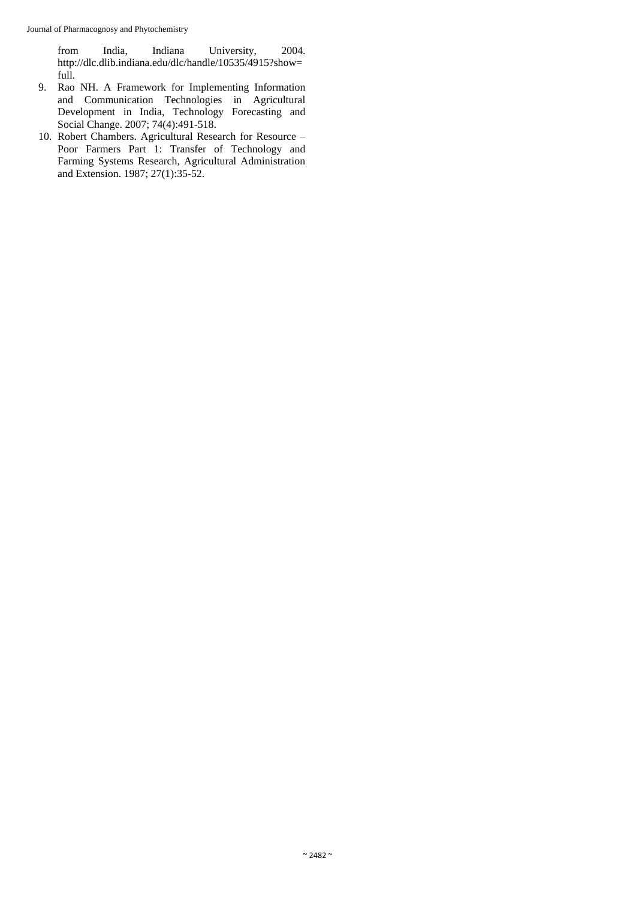from India, Indiana University, 2004. http://dlc.dlib.indiana.edu/dlc/handle/10535/4915?show=full.

9. Rao NH. A Framework for Implementing Information and Communication Technologies in Agricultural Development in India, Technology Forecasting and Social Change. 2007; 74(4):491-518.
10. Robert Chambers. Agricultural Research for Resource – Poor Farmers Part 1: Transfer of Technology and Farming Systems Research, Agricultural Administration and Extension. 1987; 27(1):35-52.